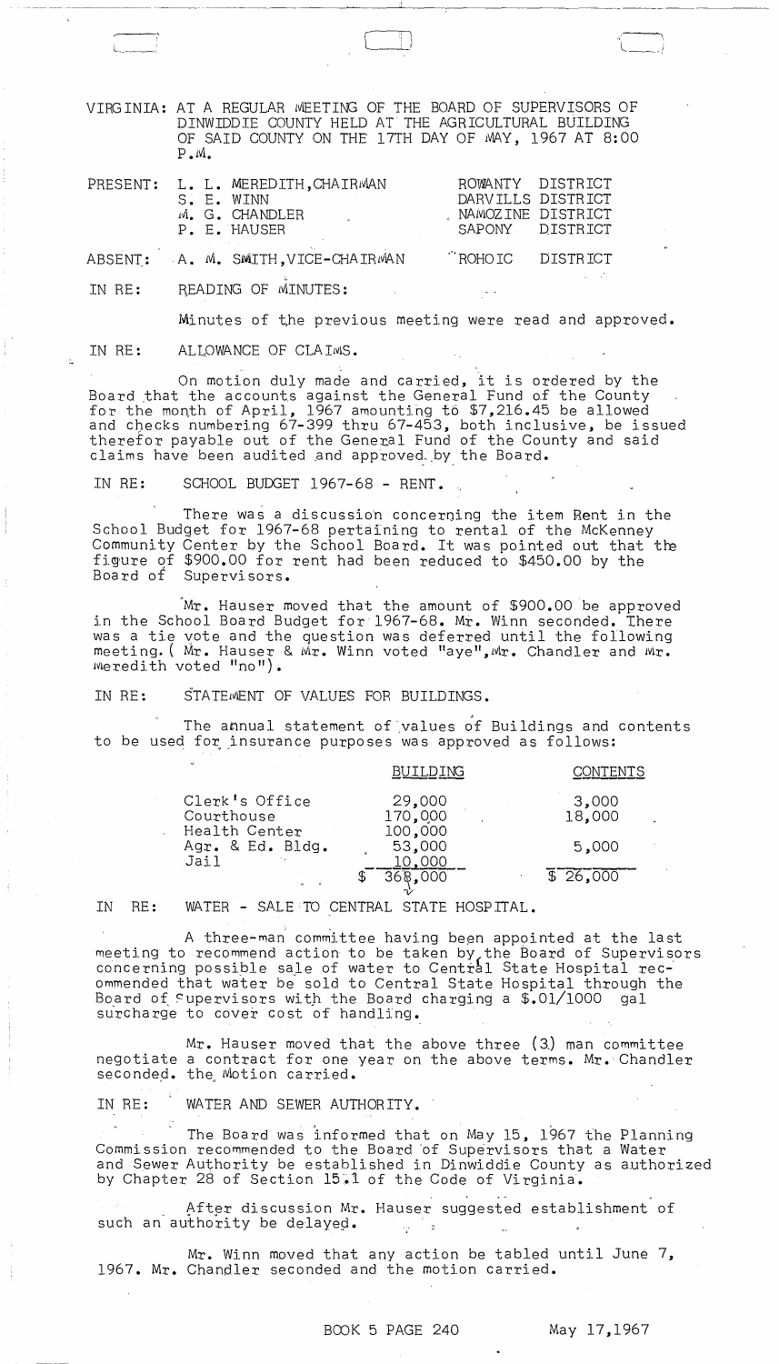VIRGINIA: AT A REGULAR MEETING OF THE BOARD OF SUPERVISORS OF DINWIDDIE COUNTY HELD AT THE AGRICULTURAL BUILDING OF SAID COUNTY ON THE 17TH DAY OF MAY, 1967 AT 8:00 P.M.

| | | |
|---|---|---|
| PRESENT: | L. L. MEREDITH, CHAIRMAN | ROWANTY DISTRICT |
| | S. E. WINN | DARVILLS DISTRICT |
| | M. G. CHANDLER | NAMOZINE DISTRICT |
| | P. E. HAUSER | SAPONY DISTRICT |
| ABSENT: | A. M. SMITH, VICE-CHAIRMAN | ROHOIC DISTRICT |

IN RE: READING OF MINUTES:

Minutes of the previous meeting were read and approved.

IN RE: ALLOWANCE OF CLAIMS.

On motion duly made and carried, it is ordered by the Board that the accounts against the General Fund of the County for the month of April, 1967 amounting to $7,216.45 be allowed and checks numbering 67-399 thru 67-453, both inclusive, be issued therefor payable out of the General Fund of the County and said claims have been audited and approved by the Board.

IN RE: SCHOOL BUDGET 1967-68 - RENT.

There was a discussion concerning the item Rent in the School Budget for 1967-68 pertaining to rental of the McKenney Community Center by the School Board. It was pointed out that the figure of $900.00 for rent had been reduced to $450.00 by the Board of Supervisors.

Mr. Hauser moved that the amount of $900.00 be approved in the School Board Budget for 1967-68. Mr. Winn seconded. There was a tie vote and the question was deferred until the following meeting. (Mr. Hauser & Mr. Winn voted "aye", Mr. Chandler and Mr. Meredith voted "no").

IN RE: STATEMENT OF VALUES FOR BUILDINGS.

The annual statement of values of Buildings and contents to be used for insurance purposes was approved as follows:

| | BUILDING | CONTENTS |
|---|---|---|
| Clerk's Office | 29,000 | 3,000 |
| Courthouse | 170,000 | 18,000 |
| Health Center | 100,000 | |
| Agr. & Ed. Bldg. | 53,000 | 5,000 |
| Jail | 10,000 | |
| | $ 362,000 | $ 26,000 |

IN RE: WATER - SALE TO CENTRAL STATE HOSPITAL.

A three-man committee having been appointed at the last meeting to recommend action to be taken by the Board of Supervisors concerning possible sale of water to Central State Hospital recommended that water be sold to Central State Hospital through the Board of Supervisors with the Board charging a $.01/1000 gal surcharge to cover cost of handling.

Mr. Hauser moved that the above three (3) man committee negotiate a contract for one year on the above terms. Mr. Chandler seconded. the Motion carried.

IN RE: WATER AND SEWER AUTHORITY.

The Board was informed that on May 15, 1967 the Planning Commission recommended to the Board of Supervisors that a Water and Sewer Authority be established in Dinwiddie County as authorized by Chapter 28 of Section 15.1 of the Code of Virginia.

After discussion Mr. Hauser suggested establishment of such an authority be delayed.

Mr. Winn moved that any action be tabled until June 7, 1967. Mr. Chandler seconded and the motion carried.

BOOK 5 PAGE 240 May 17,1967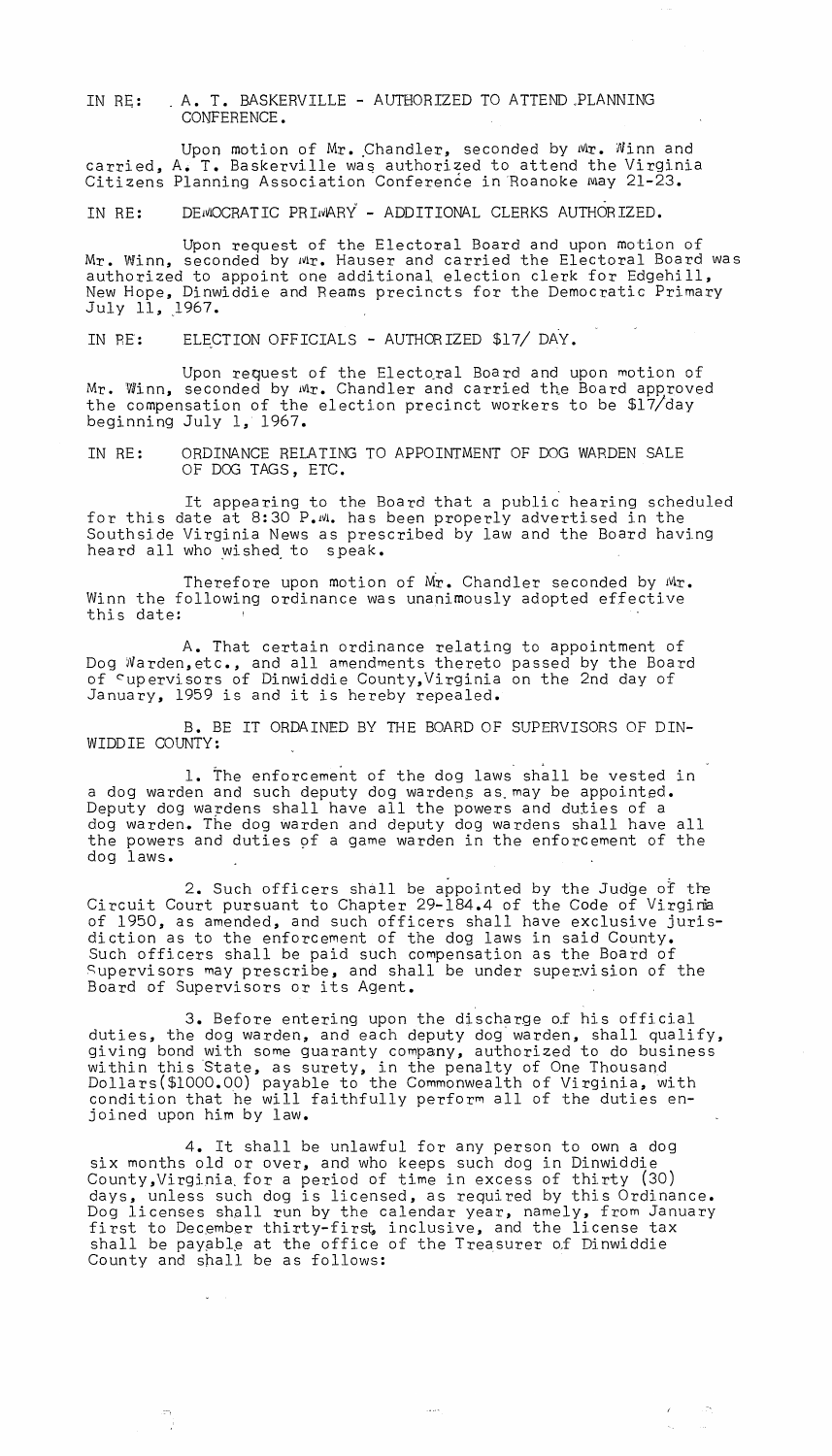IN RE: A. T. BASKERVILLE - AUTHORIZED TO ATTEND PLANNING CONFERENCE.

Upon motion of Mr. Chandler, seconded by Mr. Winn and carried, A. T. Baskerville was authorized to attend the Virginia Citizens Planning Association Conference in Roanoke May 21-23.

IN RE: DEMOCRATIC PRIMARY - ADDITIONAL CLERKS AUTHORIZED.

Upon request of the Electoral Board and upon motion of Mr. Winn, seconded by Mr. Hauser and carried the Electoral Board was authorized to appoint one additional election clerk for Edgehill, New Hope, Dinwiddie and Reams precincts for the Democratic Primary July 11, 1967.

IN RE: ELECTION OFFICIALS - AUTHORIZED $17/ DAY.

Upon request of the Electoral Board and upon motion of Mr. Winn, seconded by Mr. Chandler and carried the Board approved the compensation of the election precinct workers to be $17/day beginning July 1, 1967.

IN RE: ORDINANCE RELATING TO APPOINTMENT OF DOG WARDEN SALE OF DOG TAGS, ETC.

It appearing to the Board that a public hearing scheduled for this date at 8:30 P.M. has been properly advertised in the Southside Virginia News as prescribed by law and the Board having heard all who wished to speak.

Therefore upon motion of Mr. Chandler seconded by Mr. Winn the following ordinance was unanimously adopted effective this date:

A. That certain ordinance relating to appointment of Dog Warden, etc., and all amendments thereto passed by the Board of Supervisors of Dinwiddie County, Virginia on the 2nd day of January, 1959 is and it is hereby repealed.

B. BE IT ORDAINED BY THE BOARD OF SUPERVISORS OF DINWIDDIE COUNTY:

1. The enforcement of the dog laws shall be vested in a dog warden and such deputy dog wardens as may be appointed. Deputy dog wardens shall have all the powers and duties of a dog warden. The dog warden and deputy dog wardens shall have all the powers and duties of a game warden in the enforcement of the dog laws.

2. Such officers shall be appointed by the Judge of the Circuit Court pursuant to Chapter 29-184.4 of the Code of Virginia of 1950, as amended, and such officers shall have exclusive jurisdiction as to the enforcement of the dog laws in said County. Such officers shall be paid such compensation as the Board of Supervisors may prescribe, and shall be under supervision of the Board of Supervisors or its Agent.

3. Before entering upon the discharge of his official duties, the dog warden, and each deputy dog warden, shall qualify, giving bond with some guaranty company, authorized to do business within this State, as surety, in the penalty of One Thousand Dollars($1000.00) payable to the Commonwealth of Virginia, with condition that he will faithfully perform all of the duties enjoined upon him by law.

4. It shall be unlawful for any person to own a dog six months old or over, and who keeps such dog in Dinwiddie County, Virginia for a period of time in excess of thirty (30) days, unless such dog is licensed, as required by this Ordinance. Dog licenses shall run by the calendar year, namely, from January first to December thirty-first, inclusive, and the license tax shall be payable at the office of the Treasurer of Dinwiddie County and shall be as follows: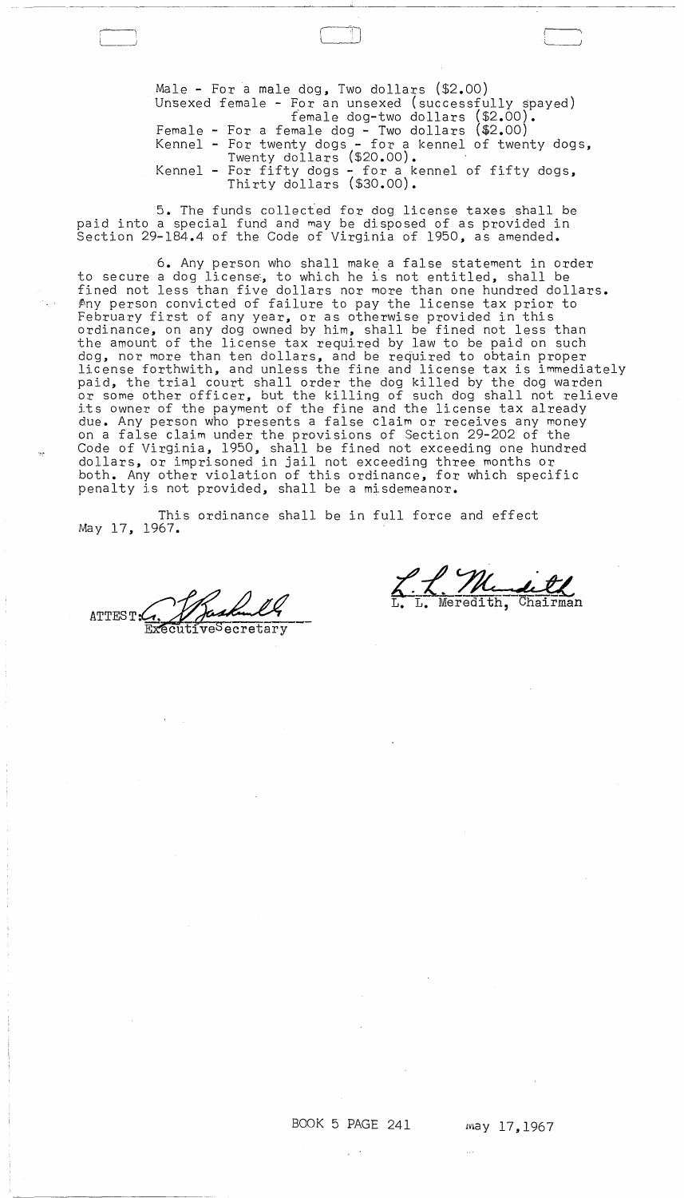Male - For a male dog, Two dollars ($2.00)
Unsexed female - For an unsexed (successfully spayed) female dog-two dollars ($2.00).
Female - For a female dog - Two dollars ($2.00)
Kennel - For twenty dogs - for a kennel of twenty dogs, Twenty dollars ($20.00).
Kennel - For fifty dogs - for a kennel of fifty dogs, Thirty dollars ($30.00).

5. The funds collected for dog license taxes shall be paid into a special fund and may be disposed of as provided in Section 29-184.4 of the Code of Virginia of 1950, as amended.

6. Any person who shall make a false statement in order to secure a dog license, to which he is not entitled, shall be fined not less than five dollars nor more than one hundred dollars. Any person convicted of failure to pay the license tax prior to February first of any year, or as otherwise provided in this ordinance, on any dog owned by him, shall be fined not less than the amount of the license tax required by law to be paid on such dog, nor more than ten dollars, and be required to obtain proper license forthwith, and unless the fine and license tax is immediately paid, the trial court shall order the dog killed by the dog warden or some other officer, but the killing of such dog shall not relieve its owner of the payment of the fine and the license tax already due. Any person who presents a false claim or receives any money on a false claim under the provisions of Section 29-202 of the Code of Virginia, 1950, shall be fined not exceeding one hundred dollars, or imprisoned in jail not exceeding three months or both. Any other violation of this ordinance, for which specific penalty is not provided, shall be a misdemeanor.

This ordinance shall be in full force and effect May 17, 1967.

ATTEST: [signature]
Executive Secretary

[signature]
L. L. Meredith, Chairman

BOOK 5 PAGE 241 May 17,1967